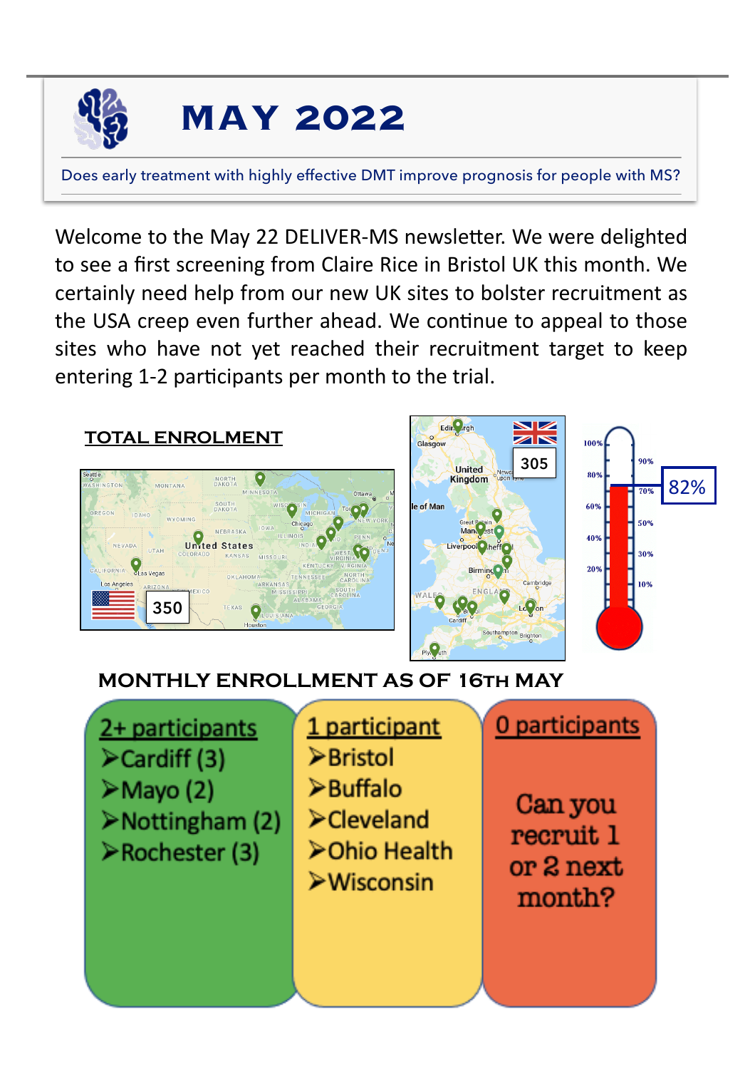# MAY 2022

Does early treatment with highly effective DMT improve prognosis for people with MS?

Welcome to the May 22 DELIVER-MS newsletter. We were delighted to see a first screening from Claire Rice in Bristol UK this month. We certainly need help from our new UK sites to bolster recruitment as the USA creep even further ahead. We continue to appeal to those sites who have not yet reached their recruitment target to keep entering 1-2 participants per month to the trial.

## TOTAL ENROLMENT

USA: 350

UK: 305

82%

## MONTHLY ENROLLMENT AS OF 16TH MAY

**2+ participants**
- Cardiff (3)
- Mayo (2)
- Nottingham (2)
- Rochester (3)

**1 participant**
- Bristol
- Buffalo
- Cleveland
- Ohio Health
- Wisconsin

**0 participants**

Can you recruit 1 or 2 next month?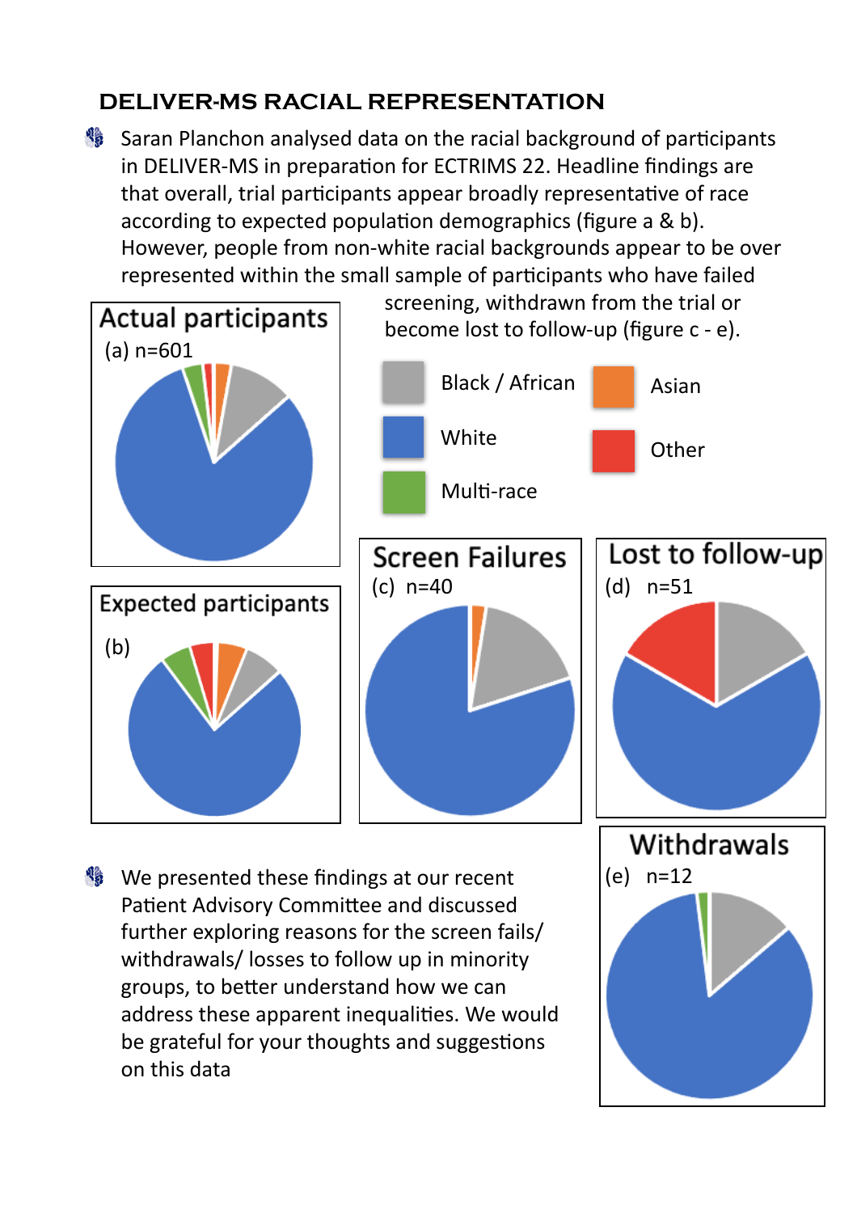## DELIVER-MS RACIAL REPRESENTATION

- Saran Planchon analysed data on the racial background of participants in DELIVER-MS in preparation for ECTRIMS 22. Headline findings are that overall, trial participants appear broadly representative of race according to expected population demographics (figure a & b). However, people from non-white racial backgrounds appear to be over represented within the small sample of participants who have failed screening, withdrawn from the trial or become lost to follow-up (figure c - e).

Actual participants

(a) n=601

Expected participants

(b)

Black / African | Asian | White | Other | Multi-race

Screen Failures

(c) n=40

Lost to follow-up

(d) n=51

Withdrawals

(e) n=12

- We presented these findings at our recent Patient Advisory Committee and discussed further exploring reasons for the screen fails/ withdrawals/ losses to follow up in minority groups, to better understand how we can address these apparent inequalities. We would be grateful for your thoughts and suggestions on this data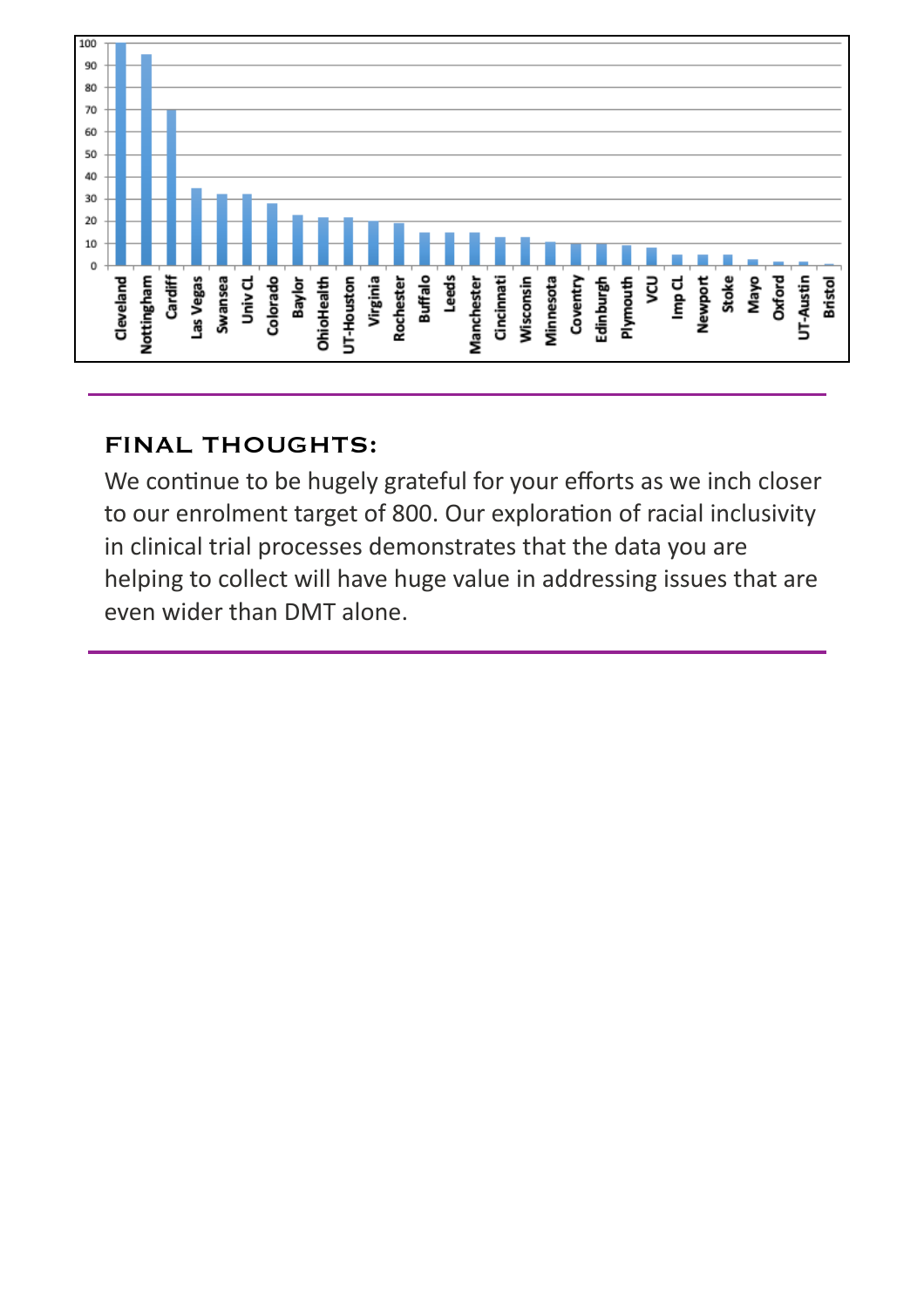100
90
80
70
60
50
40
30
20
10
0

Cleveland
Nottingham
Cardiff
Las Vegas
Swansea
Univ CL
Colorado
Baylor
OhioHealth
UT-Houston
Virginia
Rochester
Buffalo
Leeds
Manchester
Cincinnati
Wisconsin
Minnesota
Coventry
Edinburgh
Plymouth
VCU
Imp CL
Newport
Stoke
Mayo
Oxford
UT-Austin
Bristol

## FINAL THOUGHTS:

We continue to be hugely grateful for your efforts as we inch closer to our enrolment target of 800. Our exploration of racial inclusivity in clinical trial processes demonstrates that the data you are helping to collect will have huge value in addressing issues that are even wider than DMT alone.